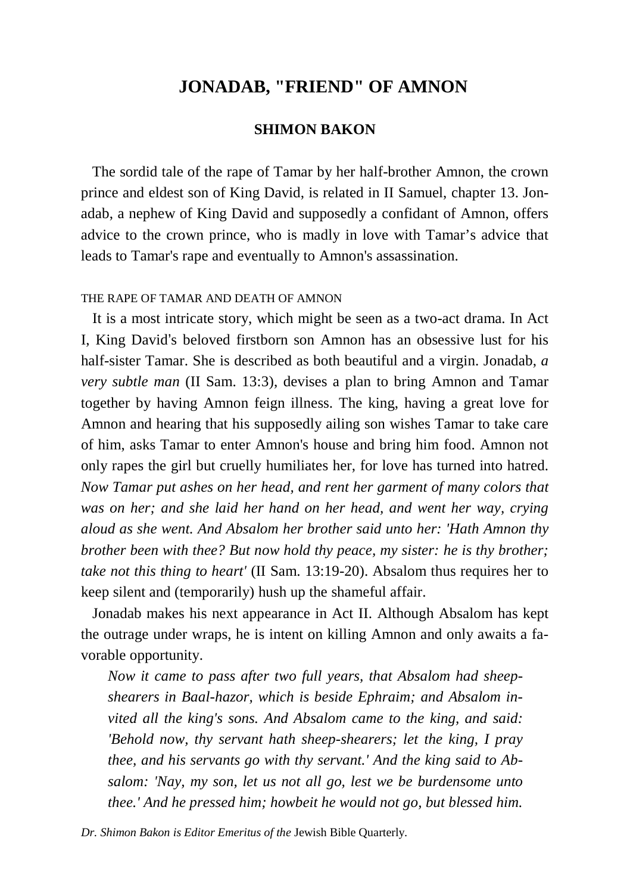# JONADAB, "FRIEND" OF AMNON

## SHIMON BAKON

The sordid tale of the rape of Tamar by her half-brother Amnon, the crown prince and eldest son of King David, is related in II Samuel, chapter 13. Jonadab, a nephew of King David and supposedly a confidant of Amnon, offers advice to the crown prince, who is madly in love with Tamar's advice that leads to Tamar's rape and eventually to Amnon's assassination.

### THE RAPE OF TAMAR AND DEATH OF AMNON

It is a most intricate story, which might be seen as a two-act drama. In Act I, King David's beloved firstborn son Amnon has an obsessive lust for his half-sister Tamar. She is described as both beautiful and a virgin. Jonadab, *a very subtle man* (II Sam. 13:3), devises a plan to bring Amnon and Tamar together by having Amnon feign illness. The king, having a great love for Amnon and hearing that his supposedly ailing son wishes Tamar to take care of him, asks Tamar to enter Amnon's house and bring him food. Amnon not only rapes the girl but cruelly humiliates her, for love has turned into hatred. *Now Tamar put ashes on her head, and rent her garment of many colors that was on her; and she laid her hand on her head, and went her way, crying aloud as she went. And Absalom her brother said unto her: 'Hath Amnon thy brother been with thee? But now hold thy peace, my sister: he is thy brother; take not this thing to heart'* (II Sam. 13:19-20). Absalom thus requires her to keep silent and (temporarily) hush up the shameful affair.

Jonadab makes his next appearance in Act II. Although Absalom has kept the outrage under wraps, he is intent on killing Amnon and only awaits a favorable opportunity.

> *Now it came to pass after two full years, that Absalom had sheep-shearers in Baal-hazor, which is beside Ephraim; and Absalom invited all the king's sons. And Absalom came to the king, and said: 'Behold now, thy servant hath sheep-shearers; let the king, I pray thee, and his servants go with thy servant.' And the king said to Absalom: 'Nay, my son, let us not all go, lest we be burdensome unto thee.' And he pressed him; howbeit he would not go, but blessed him.*

*Dr. Shimon Bakon is Editor Emeritus of the* Jewish Bible Quarterly.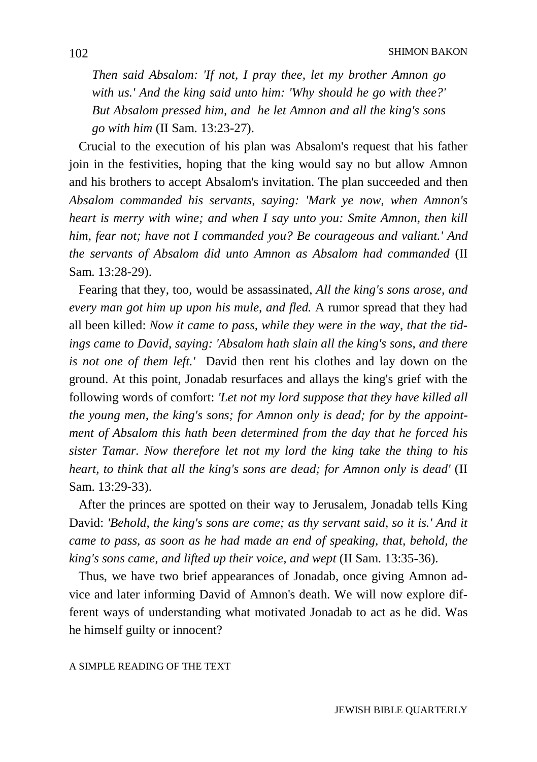*Then said Absalom: 'If not, I pray thee, let my brother Amnon go with us.' And the king said unto him: 'Why should he go with thee?' But Absalom pressed him, and he let Amnon and all the king's sons go with him* (II Sam. 13:23-27).

Crucial to the execution of his plan was Absalom's request that his father join in the festivities, hoping that the king would say no but allow Amnon and his brothers to accept Absalom's invitation. The plan succeeded and then *Absalom commanded his servants, saying: 'Mark ye now, when Amnon's heart is merry with wine; and when I say unto you: Smite Amnon, then kill him, fear not; have not I commanded you? Be courageous and valiant.' And the servants of Absalom did unto Amnon as Absalom had commanded* (II Sam. 13:28-29).

Fearing that they, too, would be assassinated, *All the king's sons arose, and every man got him up upon his mule, and fled.* A rumor spread that they had all been killed: *Now it came to pass, while they were in the way, that the tidings came to David, saying: 'Absalom hath slain all the king's sons, and there is not one of them left.'* David then rent his clothes and lay down on the ground. At this point, Jonadab resurfaces and allays the king's grief with the following words of comfort: *'Let not my lord suppose that they have killed all the young men, the king's sons; for Amnon only is dead; for by the appointment of Absalom this hath been determined from the day that he forced his sister Tamar. Now therefore let not my lord the king take the thing to his heart, to think that all the king's sons are dead; for Amnon only is dead'* (II Sam. 13:29-33).

After the princes are spotted on their way to Jerusalem, Jonadab tells King David: *'Behold, the king's sons are come; as thy servant said, so it is.' And it came to pass, as soon as he had made an end of speaking, that, behold, the king's sons came, and lifted up their voice, and wept* (II Sam. 13:35-36).

Thus, we have two brief appearances of Jonadab, once giving Amnon advice and later informing David of Amnon's death. We will now explore different ways of understanding what motivated Jonadab to act as he did. Was he himself guilty or innocent?

## A SIMPLE READING OF THE TEXT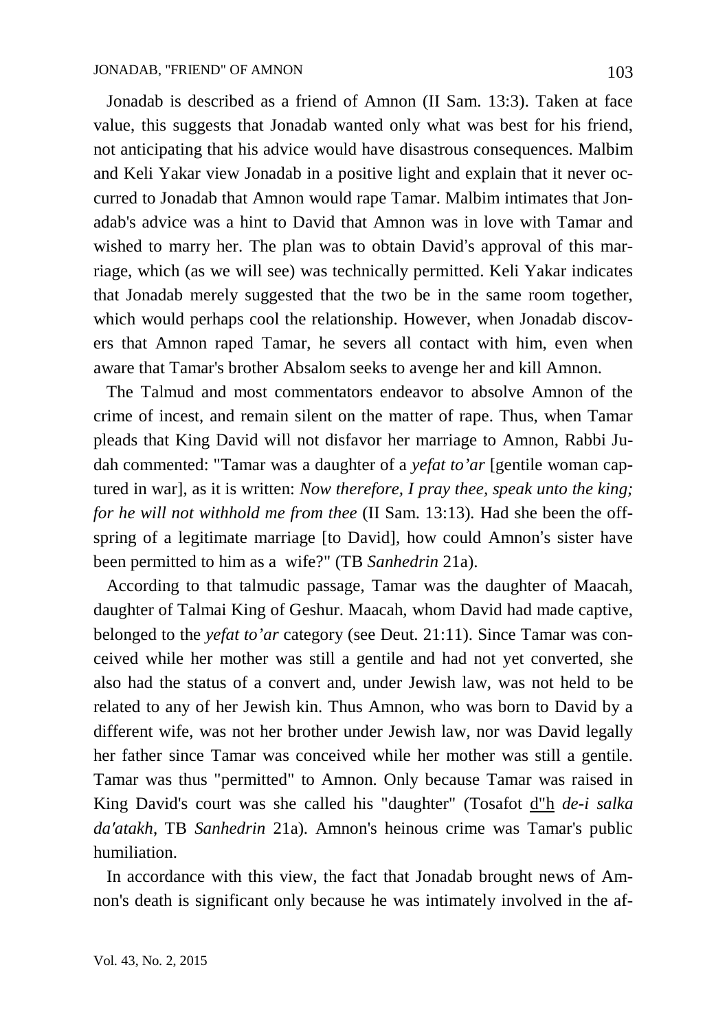Jonadab is described as a friend of Amnon (II Sam. 13:3). Taken at face value, this suggests that Jonadab wanted only what was best for his friend, not anticipating that his advice would have disastrous consequences. Malbim and Keli Yakar view Jonadab in a positive light and explain that it never occurred to Jonadab that Amnon would rape Tamar. Malbim intimates that Jonadab's advice was a hint to David that Amnon was in love with Tamar and wished to marry her. The plan was to obtain David's approval of this marriage, which (as we will see) was technically permitted. Keli Yakar indicates that Jonadab merely suggested that the two be in the same room together, which would perhaps cool the relationship. However, when Jonadab discovers that Amnon raped Tamar, he severs all contact with him, even when aware that Tamar's brother Absalom seeks to avenge her and kill Amnon.

The Talmud and most commentators endeavor to absolve Amnon of the crime of incest, and remain silent on the matter of rape. Thus, when Tamar pleads that King David will not disfavor her marriage to Amnon, Rabbi Judah commented: "Tamar was a daughter of a *yefat to'ar* [gentile woman captured in war], as it is written: *Now therefore, I pray thee, speak unto the king; for he will not withhold me from thee* (II Sam. 13:13). Had she been the offspring of a legitimate marriage [to David], how could Amnon's sister have been permitted to him as a wife?" (TB *Sanhedrin* 21a).

According to that talmudic passage, Tamar was the daughter of Maacah, daughter of Talmai King of Geshur. Maacah, whom David had made captive, belonged to the *yefat to'ar* category (see Deut. 21:11). Since Tamar was conceived while her mother was still a gentile and had not yet converted, she also had the status of a convert and, under Jewish law, was not held to be related to any of her Jewish kin. Thus Amnon, who was born to David by a different wife, was not her brother under Jewish law, nor was David legally her father since Tamar was conceived while her mother was still a gentile. Tamar was thus "permitted" to Amnon. Only because Tamar was raised in King David's court was she called his "daughter" (Tosafot d"h *de-i salka da'atakh*, TB *Sanhedrin* 21a). Amnon's heinous crime was Tamar's public humiliation.

In accordance with this view, the fact that Jonadab brought news of Amnon's death is significant only because he was intimately involved in the af-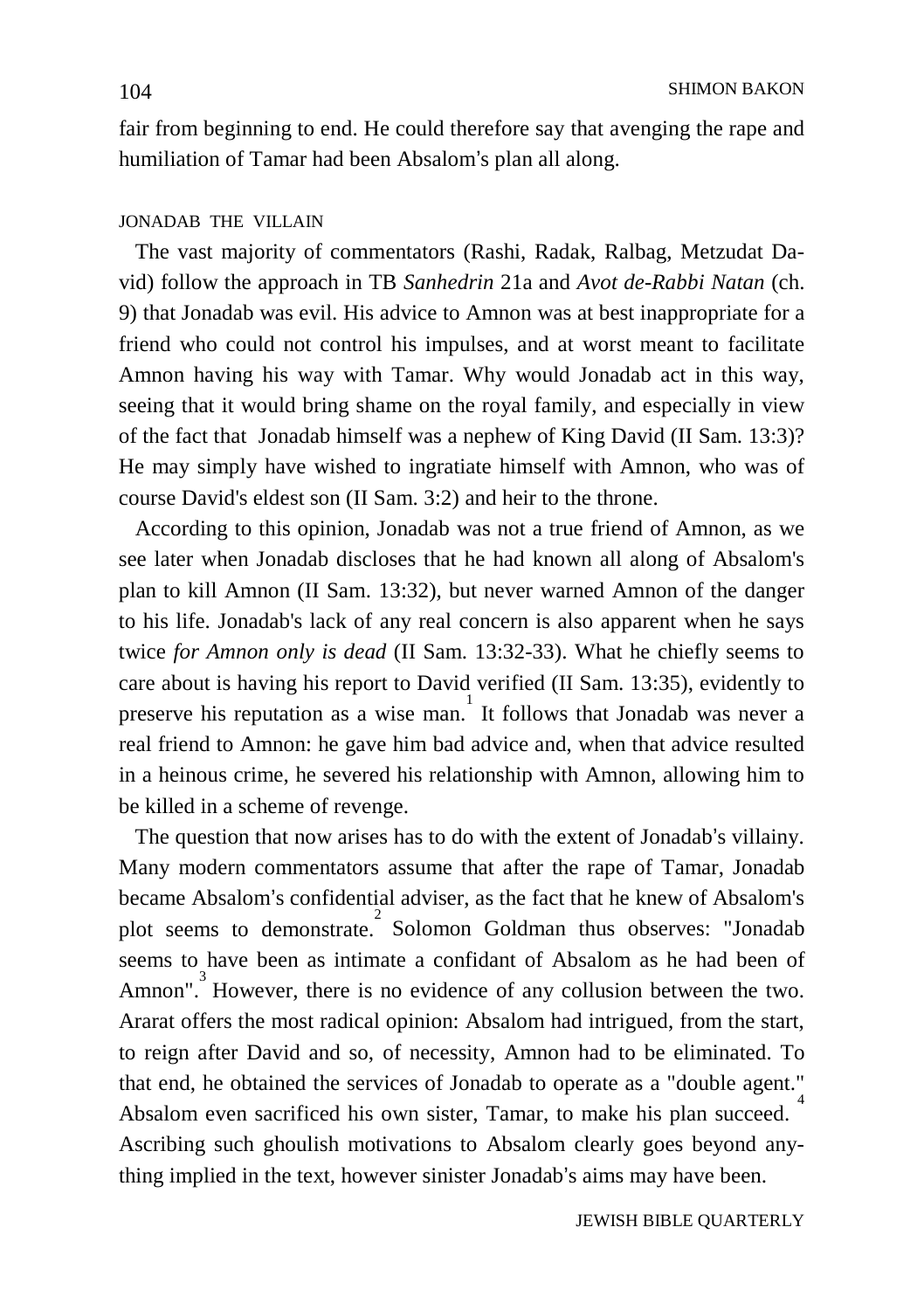fair from beginning to end. He could therefore say that avenging the rape and humiliation of Tamar had been Absalom's plan all along.

## JONADAB THE VILLAIN

The vast majority of commentators (Rashi, Radak, Ralbag, Metzudat David) follow the approach in TB *Sanhedrin* 21a and *Avot de-Rabbi Natan* (ch. 9) that Jonadab was evil. His advice to Amnon was at best inappropriate for a friend who could not control his impulses, and at worst meant to facilitate Amnon having his way with Tamar. Why would Jonadab act in this way, seeing that it would bring shame on the royal family, and especially in view of the fact that Jonadab himself was a nephew of King David (II Sam. 13:3)? He may simply have wished to ingratiate himself with Amnon, who was of course David's eldest son (II Sam. 3:2) and heir to the throne.

According to this opinion, Jonadab was not a true friend of Amnon, as we see later when Jonadab discloses that he had known all along of Absalom's plan to kill Amnon (II Sam. 13:32), but never warned Amnon of the danger to his life. Jonadab's lack of any real concern is also apparent when he says twice *for Amnon only is dead* (II Sam. 13:32-33). What he chiefly seems to care about is having his report to David verified (II Sam. 13:35), evidently to preserve his reputation as a wise man.[1] It follows that Jonadab was never a real friend to Amnon: he gave him bad advice and, when that advice resulted in a heinous crime, he severed his relationship with Amnon, allowing him to be killed in a scheme of revenge.

The question that now arises has to do with the extent of Jonadab's villainy. Many modern commentators assume that after the rape of Tamar, Jonadab became Absalom's confidential adviser, as the fact that he knew of Absalom's plot seems to demonstrate.[2] Solomon Goldman thus observes: "Jonadab seems to have been as intimate a confidant of Absalom as he had been of Amnon".[3] However, there is no evidence of any collusion between the two. Ararat offers the most radical opinion: Absalom had intrigued, from the start, to reign after David and so, of necessity, Amnon had to be eliminated. To that end, he obtained the services of Jonadab to operate as a "double agent."[4] Absalom even sacrificed his own sister, Tamar, to make his plan succeed. Ascribing such ghoulish motivations to Absalom clearly goes beyond anything implied in the text, however sinister Jonadab's aims may have been.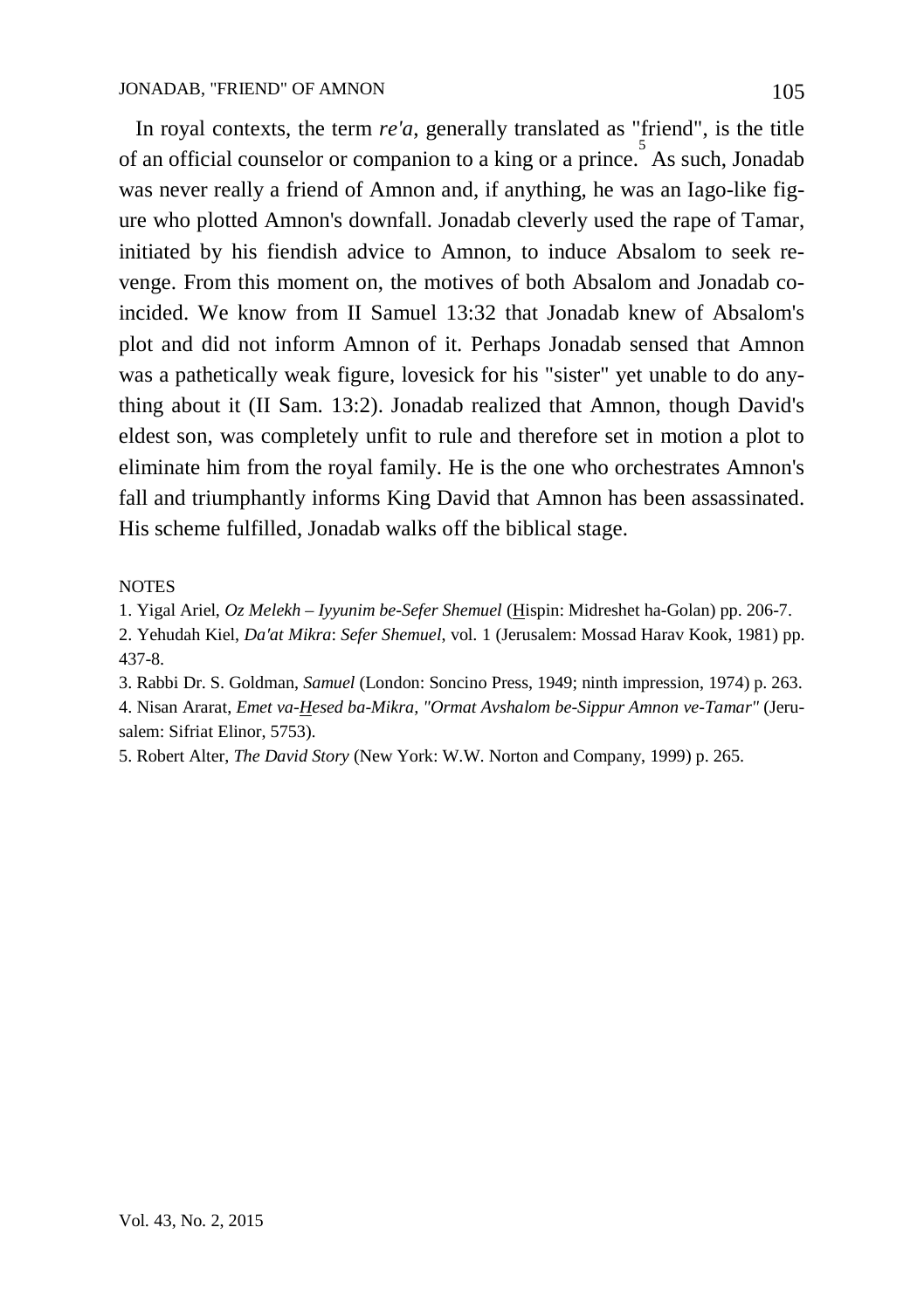In royal contexts, the term *re'a*, generally translated as "friend", is the title of an official counselor or companion to a king or a prince.[5] As such, Jonadab was never really a friend of Amnon and, if anything, he was an Iago-like figure who plotted Amnon's downfall. Jonadab cleverly used the rape of Tamar, initiated by his fiendish advice to Amnon, to induce Absalom to seek revenge. From this moment on, the motives of both Absalom and Jonadab coincided. We know from II Samuel 13:32 that Jonadab knew of Absalom's plot and did not inform Amnon of it. Perhaps Jonadab sensed that Amnon was a pathetically weak figure, lovesick for his "sister" yet unable to do anything about it (II Sam. 13:2). Jonadab realized that Amnon, though David's eldest son, was completely unfit to rule and therefore set in motion a plot to eliminate him from the royal family. He is the one who orchestrates Amnon's fall and triumphantly informs King David that Amnon has been assassinated. His scheme fulfilled, Jonadab walks off the biblical stage.

NOTES

1. Yigal Ariel, *Oz Melekh – Iyyunim be-Sefer Shemuel* (Hispin: Midreshet ha-Golan) pp. 206-7.
2. Yehudah Kiel, *Da'at Mikra*: *Sefer Shemuel*, vol. 1 (Jerusalem: Mossad Harav Kook, 1981) pp. 437-8.
3. Rabbi Dr. S. Goldman, *Samuel* (London: Soncino Press, 1949; ninth impression, 1974) p. 263.
4. Nisan Ararat, *Emet va-Hesed ba-Mikra, "Ormat Avshalom be-Sippur Amnon ve-Tamar"* (Jerusalem: Sifriat Elinor, 5753).
5. Robert Alter, *The David Story* (New York: W.W. Norton and Company, 1999) p. 265.